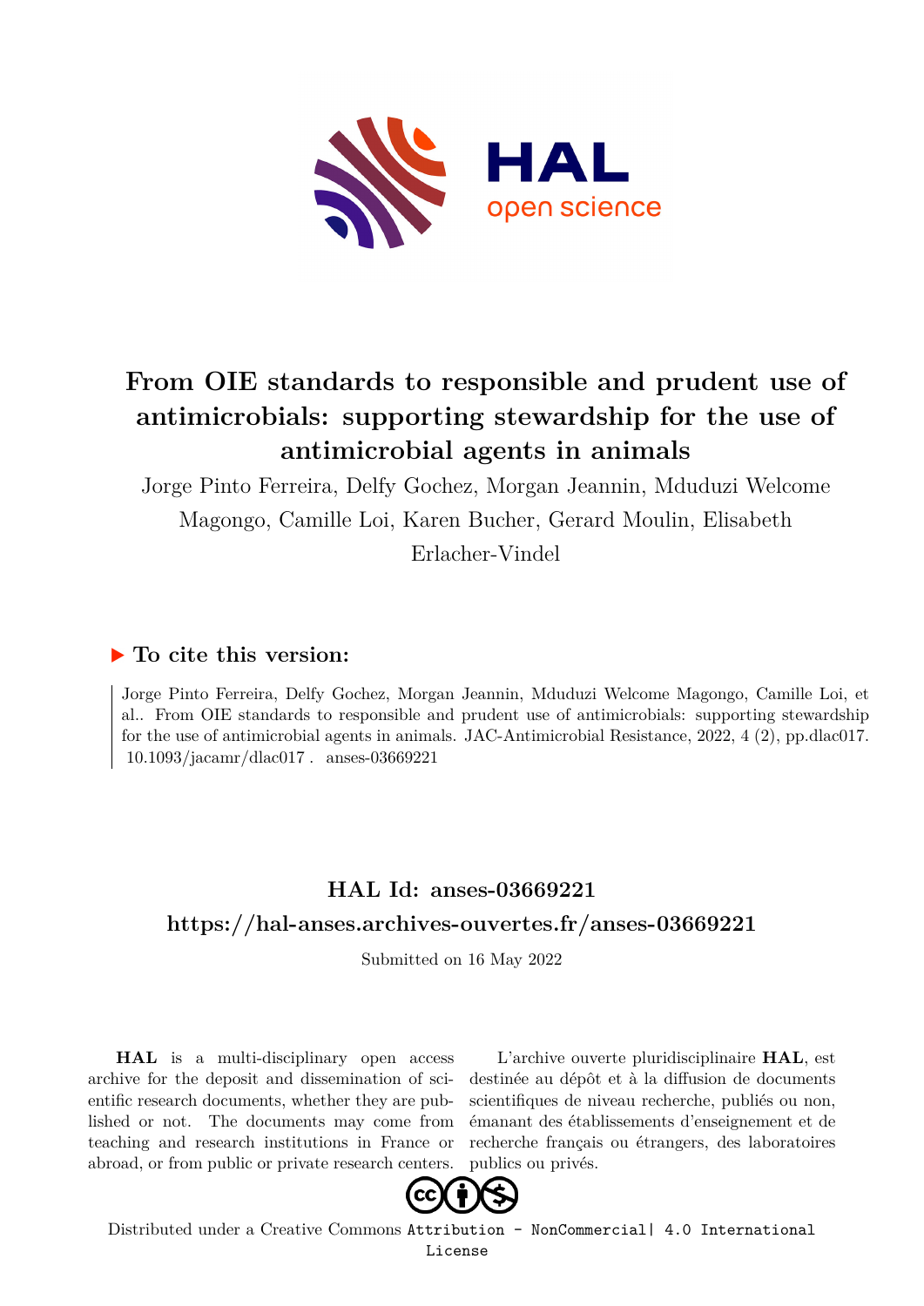# From OIE standards to responsible and prudent use of antimicrobials: supporting stewardship for the use of antimicrobial agents in animals

Jorge Pinto Ferreira, Delfy Gochez, Morgan Jeannin, Mduduzi Welcome Magongo, Camille Loi, Karen Bucher, Gerard Moulin, Elisabeth Erlacher-Vindel

## ▶ To cite this version:

Jorge Pinto Ferreira, Delfy Gochez, Morgan Jeannin, Mduduzi Welcome Magongo, Camille Loi, et al.. From OIE standards to responsible and prudent use of antimicrobials: supporting stewardship for the use of antimicrobial agents in animals. JAC-Antimicrobial Resistance, 2022, 4 (2), pp.dlac017. 10.1093/jacamr/dlac017 . anses-03669221

## HAL Id: anses-03669221

## https://hal-anses.archives-ouvertes.fr/anses-03669221

Submitted on 16 May 2022

**HAL** is a multi-disciplinary open access archive for the deposit and dissemination of scientific research documents, whether they are published or not. The documents may come from teaching and research institutions in France or abroad, or from public or private research centers.

L'archive ouverte pluridisciplinaire **HAL**, est destinée au dépôt et à la diffusion de documents scientifiques de niveau recherche, publiés ou non, émanant des établissements d'enseignement et de recherche français ou étrangers, des laboratoires publics ou privés.

Distributed under a Creative Commons Attribution - NonCommercial| 4.0 International License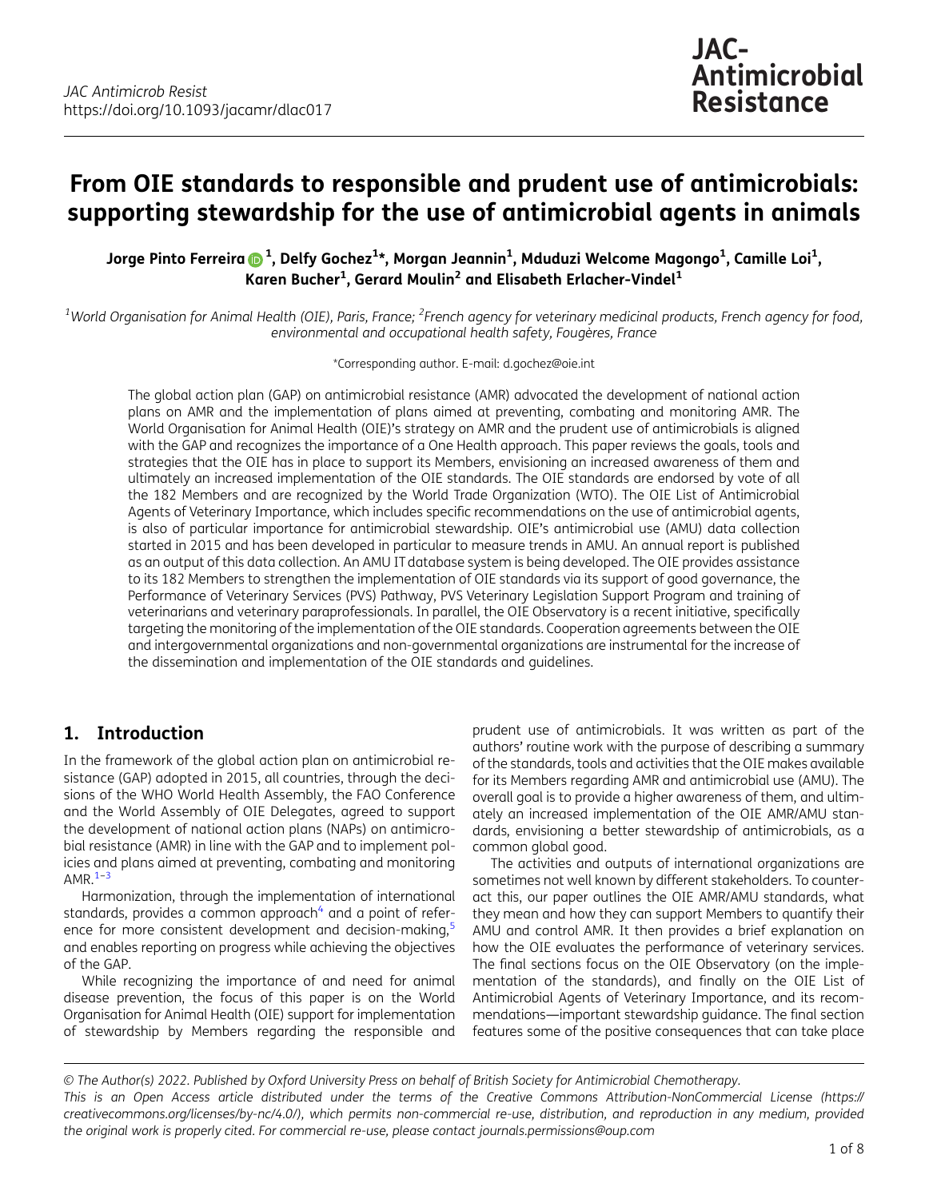# From OIE standards to responsible and prudent use of antimicrobials: supporting stewardship for the use of antimicrobial agents in animals

**Jorge Pinto Ferreira [1], Delfy Gochez [1]*, Morgan Jeannin [1], Mduduzi Welcome Magongo [1], Camille Loi [1], Karen Bucher [1], Gerard Moulin [2] and Elisabeth Erlacher-Vindel [1]**

*[1]World Organisation for Animal Health (OIE), Paris, France; [2]French agency for veterinary medicinal products, French agency for food, environmental and occupational health safety, Fougères, France*

*Corresponding author. E-mail: d.gochez@oie.int

The global action plan (GAP) on antimicrobial resistance (AMR) advocated the development of national action plans on AMR and the implementation of plans aimed at preventing, combating and monitoring AMR. The World Organisation for Animal Health (OIE)'s strategy on AMR and the prudent use of antimicrobials is aligned with the GAP and recognizes the importance of a One Health approach. This paper reviews the goals, tools and strategies that the OIE has in place to support its Members, envisioning an increased awareness of them and ultimately an increased implementation of the OIE standards. The OIE standards are endorsed by vote of all the 182 Members and are recognized by the World Trade Organization (WTO). The OIE List of Antimicrobial Agents of Veterinary Importance, which includes specific recommendations on the use of antimicrobial agents, is also of particular importance for antimicrobial stewardship. OIE's antimicrobial use (AMU) data collection started in 2015 and has been developed in particular to measure trends in AMU. An annual report is published as an output of this data collection. An AMU IT database system is being developed. The OIE provides assistance to its 182 Members to strengthen the implementation of OIE standards via its support of good governance, the Performance of Veterinary Services (PVS) Pathway, PVS Veterinary Legislation Support Program and training of veterinarians and veterinary paraprofessionals. In parallel, the OIE Observatory is a recent initiative, specifically targeting the monitoring of the implementation of the OIE standards. Cooperation agreements between the OIE and intergovernmental organizations and non-governmental organizations are instrumental for the increase of the dissemination and implementation of the OIE standards and guidelines.

## 1. Introduction

In the framework of the global action plan on antimicrobial resistance (GAP) adopted in 2015, all countries, through the decisions of the WHO World Health Assembly, the FAO Conference and the World Assembly of OIE Delegates, agreed to support the development of national action plans (NAPs) on antimicrobial resistance (AMR) in line with the GAP and to implement policies and plans aimed at preventing, combating and monitoring AMR.[1–3]

Harmonization, through the implementation of international standards, provides a common approach[4] and a point of reference for more consistent development and decision-making,[5] and enables reporting on progress while achieving the objectives of the GAP.

While recognizing the importance of and need for animal disease prevention, the focus of this paper is on the World Organisation for Animal Health (OIE) support for implementation of stewardship by Members regarding the responsible and prudent use of antimicrobials. It was written as part of the authors' routine work with the purpose of describing a summary of the standards, tools and activities that the OIE makes available for its Members regarding AMR and antimicrobial use (AMU). The overall goal is to provide a higher awareness of them, and ultimately an increased implementation of the OIE AMR/AMU standards, envisioning a better stewardship of antimicrobials, as a common global good.

The activities and outputs of international organizations are sometimes not well known by different stakeholders. To counteract this, our paper outlines the OIE AMR/AMU standards, what they mean and how they can support Members to quantify their AMU and control AMR. It then provides a brief explanation on how the OIE evaluates the performance of veterinary services. The final sections focus on the OIE Observatory (on the implementation of the standards), and finally on the OIE List of Antimicrobial Agents of Veterinary Importance, and its recommendations—important stewardship guidance. The final section features some of the positive consequences that can take place

© The Author(s) 2022. Published by Oxford University Press on behalf of British Society for Antimicrobial Chemotherapy.
This is an Open Access article distributed under the terms of the Creative Commons Attribution-NonCommercial License (https://creativecommons.org/licenses/by-nc/4.0/), which permits non-commercial re-use, distribution, and reproduction in any medium, provided the original work is properly cited. For commercial re-use, please contact journals.permissions@oup.com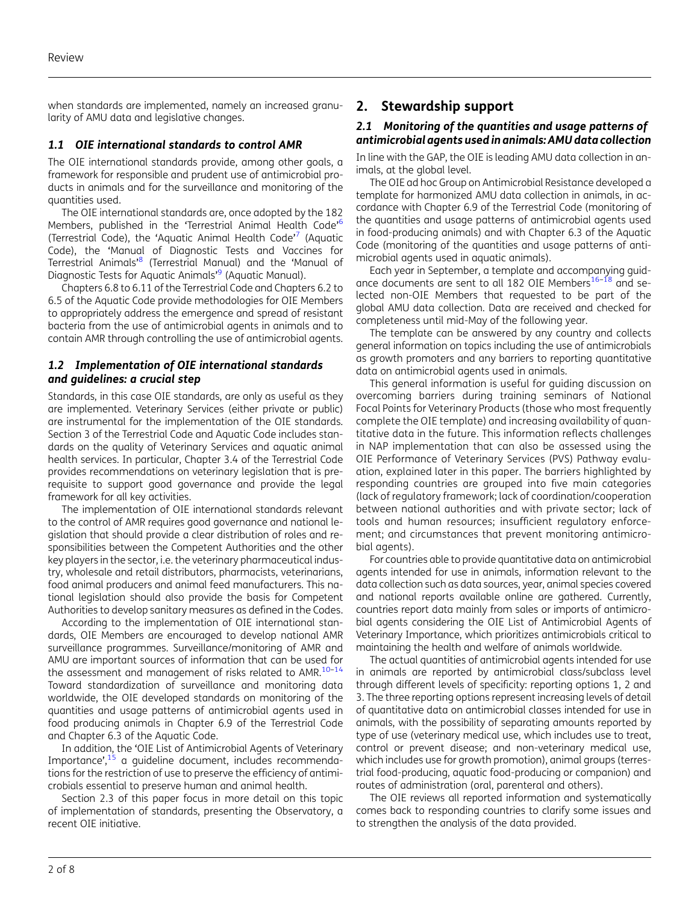when standards are implemented, namely an increased granularity of AMU data and legislative changes.

### 1.1 OIE international standards to control AMR

The OIE international standards provide, among other goals, a framework for responsible and prudent use of antimicrobial products in animals and for the surveillance and monitoring of the quantities used.

The OIE international standards are, once adopted by the 182 Members, published in the 'Terrestrial Animal Health Code'[6] (Terrestrial Code), the 'Aquatic Animal Health Code'[7] (Aquatic Code), the 'Manual of Diagnostic Tests and Vaccines for Terrestrial Animals'[8] (Terrestrial Manual) and the 'Manual of Diagnostic Tests for Aquatic Animals'[9] (Aquatic Manual).

Chapters 6.8 to 6.11 of the Terrestrial Code and Chapters 6.2 to 6.5 of the Aquatic Code provide methodologies for OIE Members to appropriately address the emergence and spread of resistant bacteria from the use of antimicrobial agents in animals and to contain AMR through controlling the use of antimicrobial agents.

### 1.2 Implementation of OIE international standards and guidelines: a crucial step

Standards, in this case OIE standards, are only as useful as they are implemented. Veterinary Services (either private or public) are instrumental for the implementation of the OIE standards. Section 3 of the Terrestrial Code and Aquatic Code includes standards on the quality of Veterinary Services and aquatic animal health services. In particular, Chapter 3.4 of the Terrestrial Code provides recommendations on veterinary legislation that is prerequisite to support good governance and provide the legal framework for all key activities.

The implementation of OIE international standards relevant to the control of AMR requires good governance and national legislation that should provide a clear distribution of roles and responsibilities between the Competent Authorities and the other key players in the sector, i.e. the veterinary pharmaceutical industry, wholesale and retail distributors, pharmacists, veterinarians, food animal producers and animal feed manufacturers. This national legislation should also provide the basis for Competent Authorities to develop sanitary measures as defined in the Codes.

According to the implementation of OIE international standards, OIE Members are encouraged to develop national AMR surveillance programmes. Surveillance/monitoring of AMR and AMU are important sources of information that can be used for the assessment and management of risks related to AMR.[10–14] Toward standardization of surveillance and monitoring data worldwide, the OIE developed standards on monitoring of the quantities and usage patterns of antimicrobial agents used in food producing animals in Chapter 6.9 of the Terrestrial Code and Chapter 6.3 of the Aquatic Code.

In addition, the 'OIE List of Antimicrobial Agents of Veterinary Importance',[15] a guideline document, includes recommendations for the restriction of use to preserve the efficiency of antimicrobials essential to preserve human and animal health.

Section 2.3 of this paper focus in more detail on this topic of implementation of standards, presenting the Observatory, a recent OIE initiative.

## 2. Stewardship support

### 2.1 Monitoring of the quantities and usage patterns of antimicrobial agents used in animals: AMU data collection

In line with the GAP, the OIE is leading AMU data collection in animals, at the global level.

The OIE ad hoc Group on Antimicrobial Resistance developed a template for harmonized AMU data collection in animals, in accordance with Chapter 6.9 of the Terrestrial Code (monitoring of the quantities and usage patterns of antimicrobial agents used in food-producing animals) and with Chapter 6.3 of the Aquatic Code (monitoring of the quantities and usage patterns of antimicrobial agents used in aquatic animals).

Each year in September, a template and accompanying guidance documents are sent to all 182 OIE Members[16–18] and selected non-OIE Members that requested to be part of the global AMU data collection. Data are received and checked for completeness until mid-May of the following year.

The template can be answered by any country and collects general information on topics including the use of antimicrobials as growth promoters and any barriers to reporting quantitative data on antimicrobial agents used in animals.

This general information is useful for guiding discussion on overcoming barriers during training seminars of National Focal Points for Veterinary Products (those who most frequently complete the OIE template) and increasing availability of quantitative data in the future. This information reflects challenges in NAP implementation that can also be assessed using the OIE Performance of Veterinary Services (PVS) Pathway evaluation, explained later in this paper. The barriers highlighted by responding countries are grouped into five main categories (lack of regulatory framework; lack of coordination/cooperation between national authorities and with private sector; lack of tools and human resources; insufficient regulatory enforcement; and circumstances that prevent monitoring antimicrobial agents).

For countries able to provide quantitative data on antimicrobial agents intended for use in animals, information relevant to the data collection such as data sources, year, animal species covered and national reports available online are gathered. Currently, countries report data mainly from sales or imports of antimicrobial agents considering the OIE List of Antimicrobial Agents of Veterinary Importance, which prioritizes antimicrobials critical to maintaining the health and welfare of animals worldwide.

The actual quantities of antimicrobial agents intended for use in animals are reported by antimicrobial class/subclass level through different levels of specificity: reporting options 1, 2 and 3. The three reporting options represent increasing levels of detail of quantitative data on antimicrobial classes intended for use in animals, with the possibility of separating amounts reported by type of use (veterinary medical use, which includes use to treat, control or prevent disease; and non-veterinary medical use, which includes use for growth promotion), animal groups (terrestrial food-producing, aquatic food-producing or companion) and routes of administration (oral, parenteral and others).

The OIE reviews all reported information and systematically comes back to responding countries to clarify some issues and to strengthen the analysis of the data provided.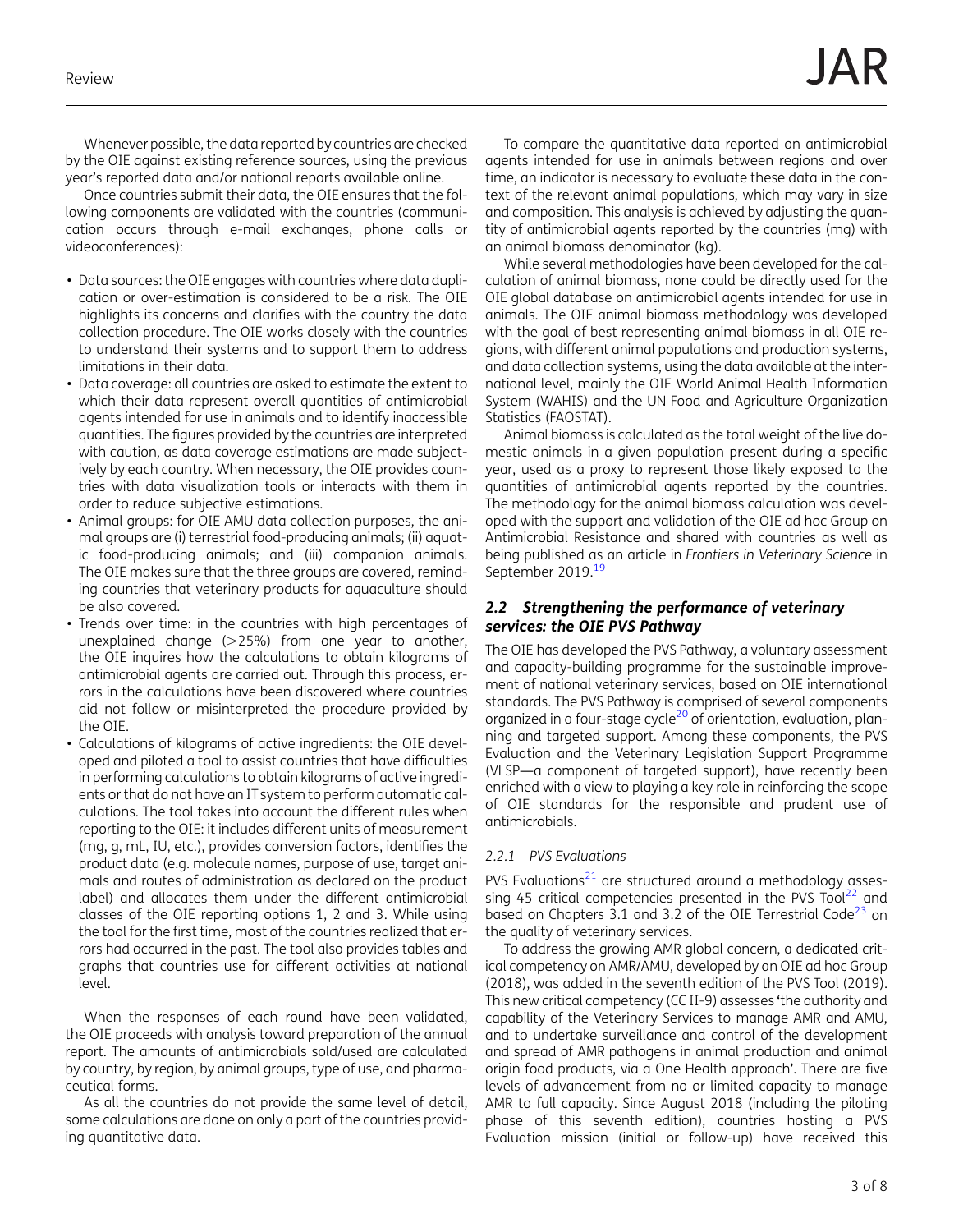Whenever possible, the data reported by countries are checked by the OIE against existing reference sources, using the previous year's reported data and/or national reports available online.

Once countries submit their data, the OIE ensures that the following components are validated with the countries (communication occurs through e-mail exchanges, phone calls or videoconferences):

- Data sources: the OIE engages with countries where data duplication or over-estimation is considered to be a risk. The OIE highlights its concerns and clarifies with the country the data collection procedure. The OIE works closely with the countries to understand their systems and to support them to address limitations in their data.
- Data coverage: all countries are asked to estimate the extent to which their data represent overall quantities of antimicrobial agents intended for use in animals and to identify inaccessible quantities. The figures provided by the countries are interpreted with caution, as data coverage estimations are made subjectively by each country. When necessary, the OIE provides countries with data visualization tools or interacts with them in order to reduce subjective estimations.
- Animal groups: for OIE AMU data collection purposes, the animal groups are (i) terrestrial food-producing animals; (ii) aquatic food-producing animals; and (iii) companion animals. The OIE makes sure that the three groups are covered, reminding countries that veterinary products for aquaculture should be also covered.
- Trends over time: in the countries with high percentages of unexplained change (>25%) from one year to another, the OIE inquires how the calculations to obtain kilograms of antimicrobial agents are carried out. Through this process, errors in the calculations have been discovered where countries did not follow or misinterpreted the procedure provided by the OIE.
- Calculations of kilograms of active ingredients: the OIE developed and piloted a tool to assist countries that have difficulties in performing calculations to obtain kilograms of active ingredients or that do not have an IT system to perform automatic calculations. The tool takes into account the different rules when reporting to the OIE: it includes different units of measurement (mg, g, mL, IU, etc.), provides conversion factors, identifies the product data (e.g. molecule names, purpose of use, target animals and routes of administration as declared on the product label) and allocates them under the different antimicrobial classes of the OIE reporting options 1, 2 and 3. While using the tool for the first time, most of the countries realized that errors had occurred in the past. The tool also provides tables and graphs that countries use for different activities at national level.

When the responses of each round have been validated, the OIE proceeds with analysis toward preparation of the annual report. The amounts of antimicrobials sold/used are calculated by country, by region, by animal groups, type of use, and pharmaceutical forms.

As all the countries do not provide the same level of detail, some calculations are done on only a part of the countries providing quantitative data.

To compare the quantitative data reported on antimicrobial agents intended for use in animals between regions and over time, an indicator is necessary to evaluate these data in the context of the relevant animal populations, which may vary in size and composition. This analysis is achieved by adjusting the quantity of antimicrobial agents reported by the countries (mg) with an animal biomass denominator (kg).

While several methodologies have been developed for the calculation of animal biomass, none could be directly used for the OIE global database on antimicrobial agents intended for use in animals. The OIE animal biomass methodology was developed with the goal of best representing animal biomass in all OIE regions, with different animal populations and production systems, and data collection systems, using the data available at the international level, mainly the OIE World Animal Health Information System (WAHIS) and the UN Food and Agriculture Organization Statistics (FAOSTAT).

Animal biomass is calculated as the total weight of the live domestic animals in a given population present during a specific year, used as a proxy to represent those likely exposed to the quantities of antimicrobial agents reported by the countries. The methodology for the animal biomass calculation was developed with the support and validation of the OIE ad hoc Group on Antimicrobial Resistance and shared with countries as well as being published as an article in *Frontiers in Veterinary Science* in September 2019.[19]

### *2.2 Strengthening the performance of veterinary services: the OIE PVS Pathway*

The OIE has developed the PVS Pathway, a voluntary assessment and capacity-building programme for the sustainable improvement of national veterinary services, based on OIE international standards. The PVS Pathway is comprised of several components organized in a four-stage cycle[20] of orientation, evaluation, planning and targeted support. Among these components, the PVS Evaluation and the Veterinary Legislation Support Programme (VLSP—a component of targeted support), have recently been enriched with a view to playing a key role in reinforcing the scope of OIE standards for the responsible and prudent use of antimicrobials.

#### *2.2.1 PVS Evaluations*

PVS Evaluations[21] are structured around a methodology assessing 45 critical competencies presented in the PVS Tool[22] and based on Chapters 3.1 and 3.2 of the OIE Terrestrial Code[23] on the quality of veterinary services.

To address the growing AMR global concern, a dedicated critical competency on AMR/AMU, developed by an OIE ad hoc Group (2018), was added in the seventh edition of the PVS Tool (2019). This new critical competency (CC II-9) assesses 'the authority and capability of the Veterinary Services to manage AMR and AMU, and to undertake surveillance and control of the development and spread of AMR pathogens in animal production and animal origin food products, via a One Health approach'. There are five levels of advancement from no or limited capacity to manage AMR to full capacity. Since August 2018 (including the piloting phase of this seventh edition), countries hosting a PVS Evaluation mission (initial or follow-up) have received this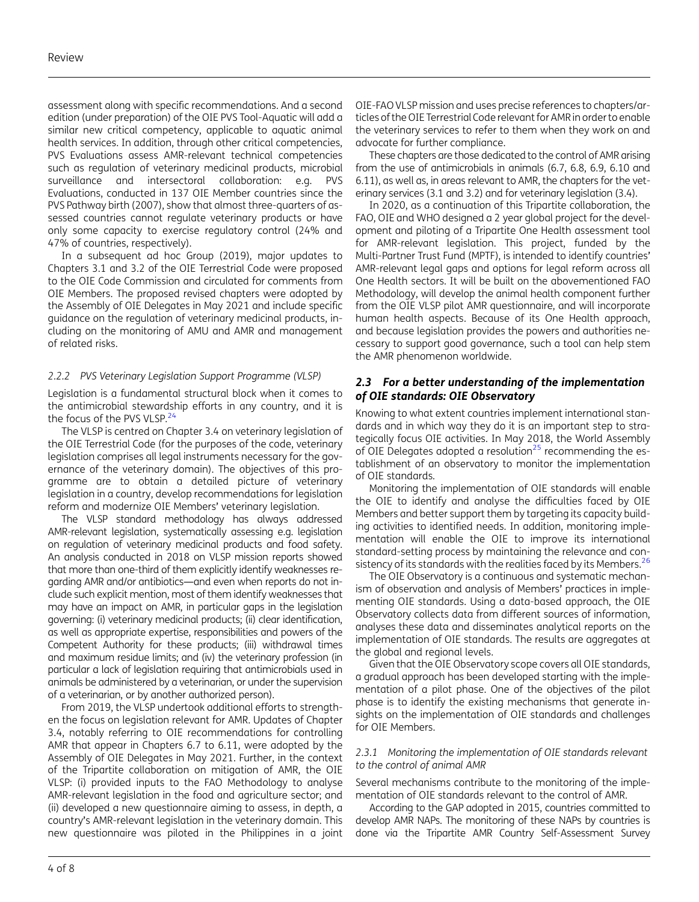assessment along with specific recommendations. And a second edition (under preparation) of the OIE PVS Tool-Aquatic will add a similar new critical competency, applicable to aquatic animal health services. In addition, through other critical competencies, PVS Evaluations assess AMR-relevant technical competencies such as regulation of veterinary medicinal products, microbial surveillance and intersectoral collaboration: e.g. PVS Evaluations, conducted in 137 OIE Member countries since the PVS Pathway birth (2007), show that almost three-quarters of assessed countries cannot regulate veterinary products or have only some capacity to exercise regulatory control (24% and 47% of countries, respectively).

In a subsequent ad hoc Group (2019), major updates to Chapters 3.1 and 3.2 of the OIE Terrestrial Code were proposed to the OIE Code Commission and circulated for comments from OIE Members. The proposed revised chapters were adopted by the Assembly of OIE Delegates in May 2021 and include specific guidance on the regulation of veterinary medicinal products, including on the monitoring of AMU and AMR and management of related risks.

#### *2.2.2 PVS Veterinary Legislation Support Programme (VLSP)*

Legislation is a fundamental structural block when it comes to the antimicrobial stewardship efforts in any country, and it is the focus of the PVS VLSP.[24]

The VLSP is centred on Chapter 3.4 on veterinary legislation of the OIE Terrestrial Code (for the purposes of the code, veterinary legislation comprises all legal instruments necessary for the governance of the veterinary domain). The objectives of this programme are to obtain a detailed picture of veterinary legislation in a country, develop recommendations for legislation reform and modernize OIE Members' veterinary legislation.

The VLSP standard methodology has always addressed AMR-relevant legislation, systematically assessing e.g. legislation on regulation of veterinary medicinal products and food safety. An analysis conducted in 2018 on VLSP mission reports showed that more than one-third of them explicitly identify weaknesses regarding AMR and/or antibiotics—and even when reports do not include such explicit mention, most of them identify weaknesses that may have an impact on AMR, in particular gaps in the legislation governing: (i) veterinary medicinal products; (ii) clear identification, as well as appropriate expertise, responsibilities and powers of the Competent Authority for these products; (iii) withdrawal times and maximum residue limits; and (iv) the veterinary profession (in particular a lack of legislation requiring that antimicrobials used in animals be administered by a veterinarian, or under the supervision of a veterinarian, or by another authorized person).

From 2019, the VLSP undertook additional efforts to strengthen the focus on legislation relevant for AMR. Updates of Chapter 3.4, notably referring to OIE recommendations for controlling AMR that appear in Chapters 6.7 to 6.11, were adopted by the Assembly of OIE Delegates in May 2021. Further, in the context of the Tripartite collaboration on mitigation of AMR, the OIE VLSP: (i) provided inputs to the FAO Methodology to analyse AMR-relevant legislation in the food and agriculture sector; and (ii) developed a new questionnaire aiming to assess, in depth, a country's AMR-relevant legislation in the veterinary domain. This new questionnaire was piloted in the Philippines in a joint OIE-FAO VLSP mission and uses precise references to chapters/articles of the OIE Terrestrial Code relevant for AMR in order to enable the veterinary services to refer to them when they work on and advocate for further compliance.

These chapters are those dedicated to the control of AMR arising from the use of antimicrobials in animals (6.7, 6.8, 6.9, 6.10 and 6.11), as well as, in areas relevant to AMR, the chapters for the veterinary services (3.1 and 3.2) and for veterinary legislation (3.4).

In 2020, as a continuation of this Tripartite collaboration, the FAO, OIE and WHO designed a 2 year global project for the development and piloting of a Tripartite One Health assessment tool for AMR-relevant legislation. This project, funded by the Multi-Partner Trust Fund (MPTF), is intended to identify countries' AMR-relevant legal gaps and options for legal reform across all One Health sectors. It will be built on the abovementioned FAO Methodology, will develop the animal health component further from the OIE VLSP pilot AMR questionnaire, and will incorporate human health aspects. Because of its One Health approach, and because legislation provides the powers and authorities necessary to support good governance, such a tool can help stem the AMR phenomenon worldwide.

### ***2.3 For a better understanding of the implementation of OIE standards: OIE Observatory***

Knowing to what extent countries implement international standards and in which way they do it is an important step to strategically focus OIE activities. In May 2018, the World Assembly of OIE Delegates adopted a resolution[25] recommending the establishment of an observatory to monitor the implementation of OIE standards.

Monitoring the implementation of OIE standards will enable the OIE to identify and analyse the difficulties faced by OIE Members and better support them by targeting its capacity building activities to identified needs. In addition, monitoring implementation will enable the OIE to improve its international standard-setting process by maintaining the relevance and consistency of its standards with the realities faced by its Members.[26]

The OIE Observatory is a continuous and systematic mechanism of observation and analysis of Members' practices in implementing OIE standards. Using a data-based approach, the OIE Observatory collects data from different sources of information, analyses these data and disseminates analytical reports on the implementation of OIE standards. The results are aggregates at the global and regional levels.

Given that the OIE Observatory scope covers all OIE standards, a gradual approach has been developed starting with the implementation of a pilot phase. One of the objectives of the pilot phase is to identify the existing mechanisms that generate insights on the implementation of OIE standards and challenges for OIE Members.

#### *2.3.1 Monitoring the implementation of OIE standards relevant to the control of animal AMR*

Several mechanisms contribute to the monitoring of the implementation of OIE standards relevant to the control of AMR.

According to the GAP adopted in 2015, countries committed to develop AMR NAPs. The monitoring of these NAPs by countries is done via the Tripartite AMR Country Self-Assessment Survey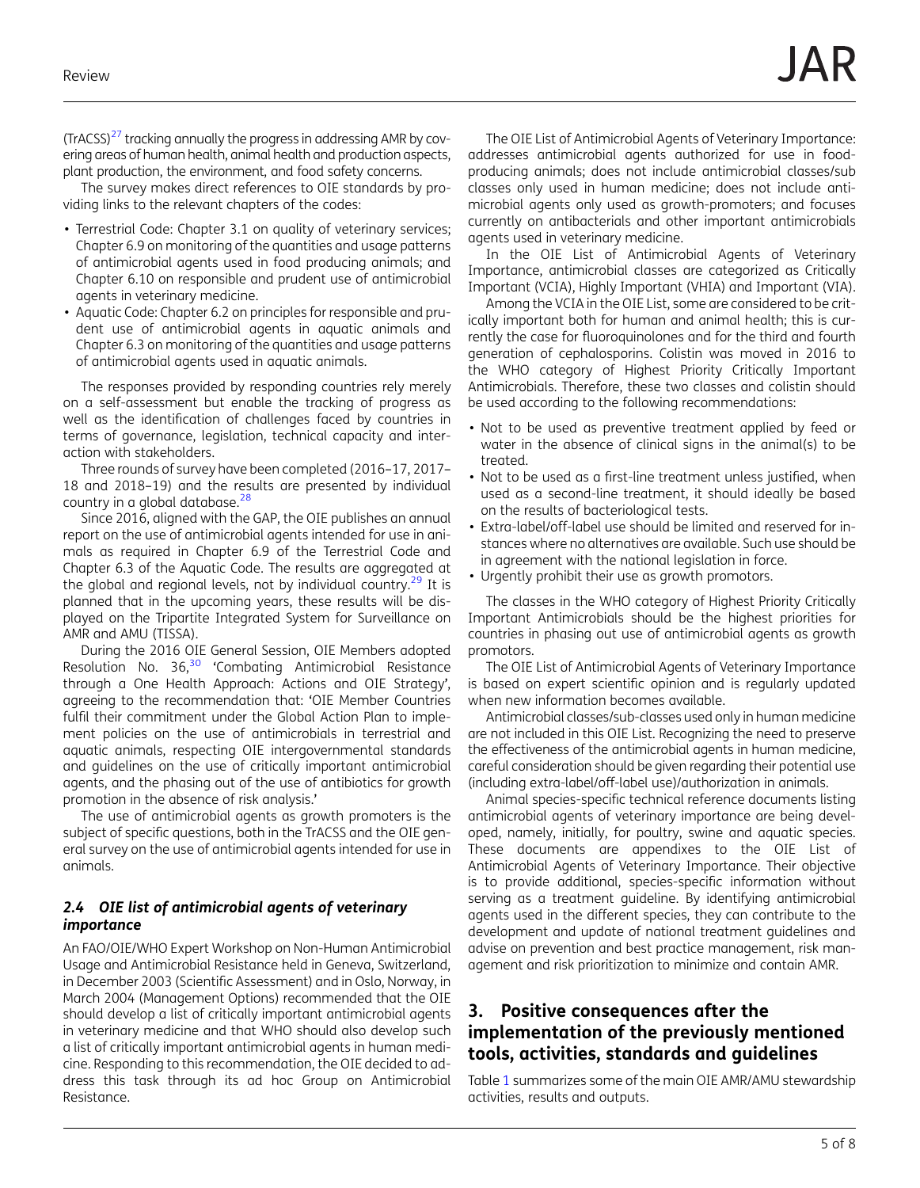(TrACSS)[27] tracking annually the progress in addressing AMR by covering areas of human health, animal health and production aspects, plant production, the environment, and food safety concerns.

The survey makes direct references to OIE standards by providing links to the relevant chapters of the codes:

- Terrestrial Code: Chapter 3.1 on quality of veterinary services; Chapter 6.9 on monitoring of the quantities and usage patterns of antimicrobial agents used in food producing animals; and Chapter 6.10 on responsible and prudent use of antimicrobial agents in veterinary medicine.
- Aquatic Code: Chapter 6.2 on principles for responsible and prudent use of antimicrobial agents in aquatic animals and Chapter 6.3 on monitoring of the quantities and usage patterns of antimicrobial agents used in aquatic animals.

The responses provided by responding countries rely merely on a self-assessment but enable the tracking of progress as well as the identification of challenges faced by countries in terms of governance, legislation, technical capacity and interaction with stakeholders.

Three rounds of survey have been completed (2016–17, 2017–18 and 2018–19) and the results are presented by individual country in a global database.[28]

Since 2016, aligned with the GAP, the OIE publishes an annual report on the use of antimicrobial agents intended for use in animals as required in Chapter 6.9 of the Terrestrial Code and Chapter 6.3 of the Aquatic Code. The results are aggregated at the global and regional levels, not by individual country.[29] It is planned that in the upcoming years, these results will be displayed on the Tripartite Integrated System for Surveillance on AMR and AMU (TISSA).

During the 2016 OIE General Session, OIE Members adopted Resolution No. 36,[30] 'Combating Antimicrobial Resistance through a One Health Approach: Actions and OIE Strategy', agreeing to the recommendation that: 'OIE Member Countries fulfil their commitment under the Global Action Plan to implement policies on the use of antimicrobials in terrestrial and aquatic animals, respecting OIE intergovernmental standards and guidelines on the use of critically important antimicrobial agents, and the phasing out of the use of antibiotics for growth promotion in the absence of risk analysis.'

The use of antimicrobial agents as growth promoters is the subject of specific questions, both in the TrACSS and the OIE general survey on the use of antimicrobial agents intended for use in animals.

### *2.4 OIE list of antimicrobial agents of veterinary importance*

An FAO/OIE/WHO Expert Workshop on Non-Human Antimicrobial Usage and Antimicrobial Resistance held in Geneva, Switzerland, in December 2003 (Scientific Assessment) and in Oslo, Norway, in March 2004 (Management Options) recommended that the OIE should develop a list of critically important antimicrobial agents in veterinary medicine and that WHO should also develop such a list of critically important antimicrobial agents in human medicine. Responding to this recommendation, the OIE decided to address this task through its ad hoc Group on Antimicrobial Resistance.

The OIE List of Antimicrobial Agents of Veterinary Importance: addresses antimicrobial agents authorized for use in food-producing animals; does not include antimicrobial classes/sub classes only used in human medicine; does not include antimicrobial agents only used as growth-promoters; and focuses currently on antibacterials and other important antimicrobials agents used in veterinary medicine.

In the OIE List of Antimicrobial Agents of Veterinary Importance, antimicrobial classes are categorized as Critically Important (VCIA), Highly Important (VHIA) and Important (VIA).

Among the VCIA in the OIE List, some are considered to be critically important both for human and animal health; this is currently the case for fluoroquinolones and for the third and fourth generation of cephalosporins. Colistin was moved in 2016 to the WHO category of Highest Priority Critically Important Antimicrobials. Therefore, these two classes and colistin should be used according to the following recommendations:

- Not to be used as preventive treatment applied by feed or water in the absence of clinical signs in the animal(s) to be treated.
- Not to be used as a first-line treatment unless justified, when used as a second-line treatment, it should ideally be based on the results of bacteriological tests.
- Extra-label/off-label use should be limited and reserved for instances where no alternatives are available. Such use should be in agreement with the national legislation in force.
- Urgently prohibit their use as growth promotors.

The classes in the WHO category of Highest Priority Critically Important Antimicrobials should be the highest priorities for countries in phasing out use of antimicrobial agents as growth promotors.

The OIE List of Antimicrobial Agents of Veterinary Importance is based on expert scientific opinion and is regularly updated when new information becomes available.

Antimicrobial classes/sub-classes used only in human medicine are not included in this OIE List. Recognizing the need to preserve the effectiveness of the antimicrobial agents in human medicine, careful consideration should be given regarding their potential use (including extra-label/off-label use)/authorization in animals.

Animal species-specific technical reference documents listing antimicrobial agents of veterinary importance are being developed, namely, initially, for poultry, swine and aquatic species. These documents are appendixes to the OIE List of Antimicrobial Agents of Veterinary Importance. Their objective is to provide additional, species-specific information without serving as a treatment guideline. By identifying antimicrobial agents used in the different species, they can contribute to the development and update of national treatment guidelines and advise on prevention and best practice management, risk management and risk prioritization to minimize and contain AMR.

## 3. Positive consequences after the implementation of the previously mentioned tools, activities, standards and guidelines

Table 1 summarizes some of the main OIE AMR/AMU stewardship activities, results and outputs.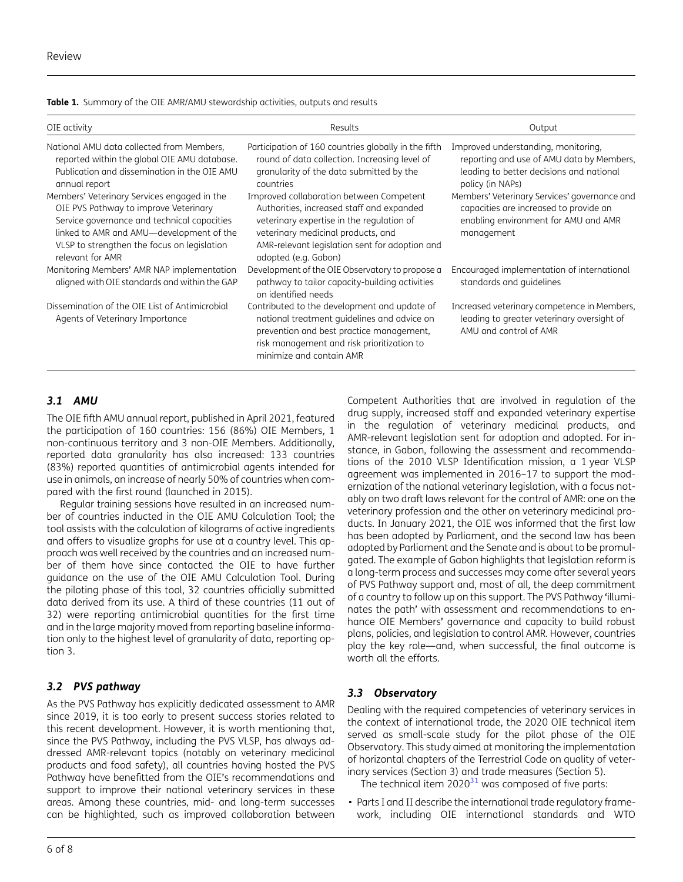**Table 1.** Summary of the OIE AMR/AMU stewardship activities, outputs and results

| OIE activity | Results | Output |
|---|---|---|
| National AMU data collected from Members, reported within the global OIE AMU database. Publication and dissemination in the OIE AMU annual report | Participation of 160 countries globally in the fifth round of data collection. Increasing level of granularity of the data submitted by the countries | Improved understanding, monitoring, reporting and use of AMU data by Members, leading to better decisions and national policy (in NAPs) |
| Members' Veterinary Services engaged in the OIE PVS Pathway to improve Veterinary Service governance and technical capacities linked to AMR and AMU—development of the VLSP to strengthen the focus on legislation relevant for AMR | Improved collaboration between Competent Authorities, increased staff and expanded veterinary expertise in the regulation of veterinary medicinal products, and AMR-relevant legislation sent for adoption and adopted (e.g. Gabon) | Members' Veterinary Services governance and capacities are increased to provide an enabling environment for AMU and AMR management |
| Monitoring Members' AMR NAP implementation aligned with OIE standards and within the GAP | Development of the OIE Observatory to propose a pathway to tailor capacity-building activities on identified needs | Encouraged implementation of international standards and guidelines |
| Dissemination of the OIE List of Antimicrobial Agents of Veterinary Importance | Contributed to the development and update of national treatment guidelines and advice on prevention and best practice management, risk management and risk prioritization to minimize and contain AMR | Increased veterinary competence in Members, leading to greater veterinary oversight of AMU and control of AMR |

### *3.1 AMU*

The OIE fifth AMU annual report, published in April 2021, featured the participation of 160 countries: 156 (86%) OIE Members, 1 non-continuous territory and 3 non-OIE Members. Additionally, reported data granularity has also increased: 133 countries (83%) reported quantities of antimicrobial agents intended for use in animals, an increase of nearly 50% of countries when compared with the first round (launched in 2015).

Regular training sessions have resulted in an increased number of countries inducted in the OIE AMU Calculation Tool; the tool assists with the calculation of kilograms of active ingredients and offers to visualize graphs for use at a country level. This approach was well received by the countries and an increased number of them have since contacted the OIE to have further guidance on the use of the OIE AMU Calculation Tool. During the piloting phase of this tool, 32 countries officially submitted data derived from its use. A third of these countries (11 out of 32) were reporting antimicrobial quantities for the first time and in the large majority moved from reporting baseline information only to the highest level of granularity of data, reporting option 3.

### *3.2 PVS pathway*

As the PVS Pathway has explicitly dedicated assessment to AMR since 2019, it is too early to present success stories related to this recent development. However, it is worth mentioning that, since the PVS Pathway, including the PVS VLSP, has always addressed AMR-relevant topics (notably on veterinary medicinal products and food safety), all countries having hosted the PVS Pathway have benefitted from the OIE's recommendations and support to improve their national veterinary services in these areas. Among these countries, mid- and long-term successes can be highlighted, such as improved collaboration between Competent Authorities that are involved in regulation of the drug supply, increased staff and expanded veterinary expertise in the regulation of veterinary medicinal products, and AMR-relevant legislation sent for adoption and adopted. For instance, in Gabon, following the assessment and recommendations of the 2010 VLSP Identification mission, a 1 year VLSP agreement was implemented in 2016–17 to support the modernization of the national veterinary legislation, with a focus notably on two draft laws relevant for the control of AMR: one on the veterinary profession and the other on veterinary medicinal products. In January 2021, the OIE was informed that the first law has been adopted by Parliament, and the second law has been adopted by Parliament and the Senate and is about to be promulgated. The example of Gabon highlights that legislation reform is a long-term process and successes may come after several years of PVS Pathway support and, most of all, the deep commitment of a country to follow up on this support. The PVS Pathway 'illuminates the path' with assessment and recommendations to enhance OIE Members' governance and capacity to build robust plans, policies, and legislation to control AMR. However, countries play the key role—and, when successful, the final outcome is worth all the efforts.

### *3.3 Observatory*

Dealing with the required competencies of veterinary services in the context of international trade, the 2020 OIE technical item served as small-scale study for the pilot phase of the OIE Observatory. This study aimed at monitoring the implementation of horizontal chapters of the Terrestrial Code on quality of veterinary services (Section 3) and trade measures (Section 5).

The technical item 2020[31] was composed of five parts:

- Parts I and II describe the international trade regulatory framework, including OIE international standards and WTO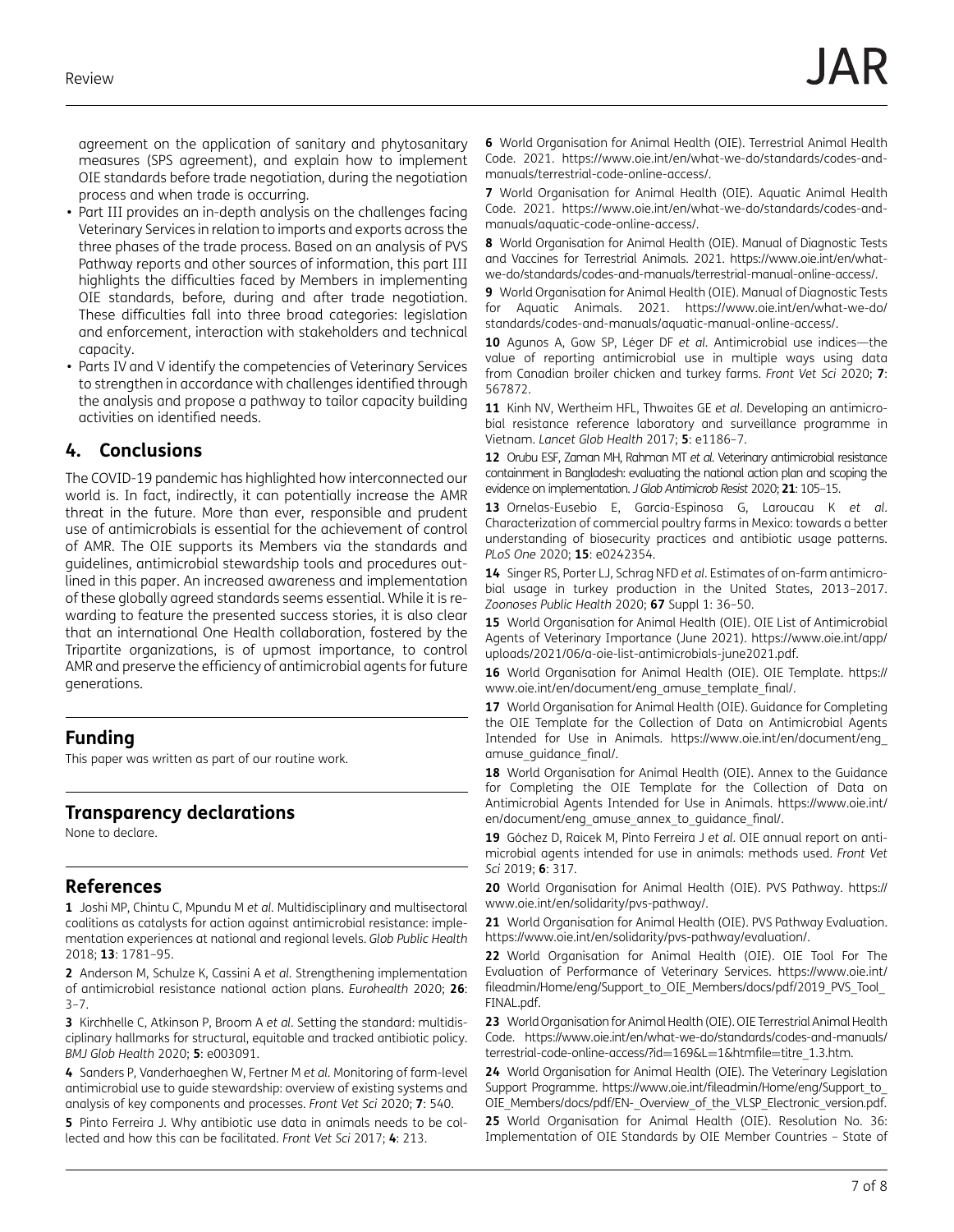agreement on the application of sanitary and phytosanitary measures (SPS agreement), and explain how to implement OIE standards before trade negotiation, during the negotiation process and when trade is occurring.

- Part III provides an in-depth analysis on the challenges facing Veterinary Services in relation to imports and exports across the three phases of the trade process. Based on an analysis of PVS Pathway reports and other sources of information, this part III highlights the difficulties faced by Members in implementing OIE standards, before, during and after trade negotiation. These difficulties fall into three broad categories: legislation and enforcement, interaction with stakeholders and technical capacity.
- Parts IV and V identify the competencies of Veterinary Services to strengthen in accordance with challenges identified through the analysis and propose a pathway to tailor capacity building activities on identified needs.

## 4. Conclusions

The COVID-19 pandemic has highlighted how interconnected our world is. In fact, indirectly, it can potentially increase the AMR threat in the future. More than ever, responsible and prudent use of antimicrobials is essential for the achievement of control of AMR. The OIE supports its Members via the standards and guidelines, antimicrobial stewardship tools and procedures outlined in this paper. An increased awareness and implementation of these globally agreed standards seems essential. While it is rewarding to feature the presented success stories, it is also clear that an international One Health collaboration, fostered by the Tripartite organizations, is of upmost importance, to control AMR and preserve the efficiency of antimicrobial agents for future generations.

## Funding

This paper was written as part of our routine work.

## Transparency declarations

None to declare.

## References

**1** Joshi MP, Chintu C, Mpundu M *et al.* Multidisciplinary and multisectoral coalitions as catalysts for action against antimicrobial resistance: implementation experiences at national and regional levels. *Glob Public Health* 2018; **13**: 1781–95.

**2** Anderson M, Schulze K, Cassini A *et al.* Strengthening implementation of antimicrobial resistance national action plans. *Eurohealth* 2020; **26**: 3–7.

**3** Kirchhelle C, Atkinson P, Broom A *et al.* Setting the standard: multidisciplinary hallmarks for structural, equitable and tracked antibiotic policy. *BMJ Glob Health* 2020; **5**: e003091.

**4** Sanders P, Vanderhaeghen W, Fertner M *et al.* Monitoring of farm-level antimicrobial use to guide stewardship: overview of existing systems and analysis of key components and processes. *Front Vet Sci* 2020; **7**: 540.

**5** Pinto Ferreira J. Why antibiotic use data in animals needs to be collected and how this can be facilitated. *Front Vet Sci* 2017; **4**: 213.

**6** World Organisation for Animal Health (OIE). Terrestrial Animal Health Code. 2021. https://www.oie.int/en/what-we-do/standards/codes-and-manuals/terrestrial-code-online-access/.

**7** World Organisation for Animal Health (OIE). Aquatic Animal Health Code. 2021. https://www.oie.int/en/what-we-do/standards/codes-and-manuals/aquatic-code-online-access/.

**8** World Organisation for Animal Health (OIE). Manual of Diagnostic Tests and Vaccines for Terrestrial Animals. 2021. https://www.oie.int/en/what-we-do/standards/codes-and-manuals/terrestrial-manual-online-access/.

**9** World Organisation for Animal Health (OIE). Manual of Diagnostic Tests for Aquatic Animals. 2021. https://www.oie.int/en/what-we-do/standards/codes-and-manuals/aquatic-manual-online-access/.

**10** Agunos A, Gow SP, Léger DF *et al.* Antimicrobial use indices—the value of reporting antimicrobial use in multiple ways using data from Canadian broiler chicken and turkey farms. *Front Vet Sci* 2020; **7**: 567872.

**11** Kinh NV, Wertheim HFL, Thwaites GE *et al.* Developing an antimicrobial resistance reference laboratory and surveillance programme in Vietnam. *Lancet Glob Health* 2017; **5**: e1186–7.

**12** Orubu ESF, Zaman MH, Rahman MT *et al.* Veterinary antimicrobial resistance containment in Bangladesh: evaluating the national action plan and scoping the evidence on implementation. *J Glob Antimicrob Resist* 2020; **21**: 105–15.

**13** Ornelas-Eusebio E, García-Espinosa G, Laroucau K *et al.* Characterization of commercial poultry farms in Mexico: towards a better understanding of biosecurity practices and antibiotic usage patterns. *PLoS One* 2020; **15**: e0242354.

**14** Singer RS, Porter LJ, Schrag NFD *et al.* Estimates of on-farm antimicrobial usage in turkey production in the United States, 2013–2017. *Zoonoses Public Health* 2020; **67** Suppl 1: 36–50.

**15** World Organisation for Animal Health (OIE). OIE List of Antimicrobial Agents of Veterinary Importance (June 2021). https://www.oie.int/app/uploads/2021/06/a-oie-list-antimicrobials-june2021.pdf.

**16** World Organisation for Animal Health (OIE). OIE Template. https://www.oie.int/en/document/eng_amuse_template_final/.

**17** World Organisation for Animal Health (OIE). Guidance for Completing the OIE Template for the Collection of Data on Antimicrobial Agents Intended for Use in Animals. https://www.oie.int/en/document/eng_amuse_guidance_final/.

**18** World Organisation for Animal Health (OIE). Annex to the Guidance for Completing the OIE Template for the Collection of Data on Antimicrobial Agents Intended for Use in Animals. https://www.oie.int/en/document/eng_amuse_annex_to_guidance_final/.

**19** Góchez D, Raicek M, Pinto Ferreira J *et al.* OIE annual report on antimicrobial agents intended for use in animals: methods used. *Front Vet Sci* 2019; **6**: 317.

**20** World Organisation for Animal Health (OIE). PVS Pathway. https://www.oie.int/en/solidarity/pvs-pathway/.

**21** World Organisation for Animal Health (OIE). PVS Pathway Evaluation. https://www.oie.int/en/solidarity/pvs-pathway/evaluation/.

**22** World Organisation for Animal Health (OIE). OIE Tool For The Evaluation of Performance of Veterinary Services. https://www.oie.int/fileadmin/Home/eng/Support_to_OIE_Members/docs/pdf/2019_PVS_Tool_FINAL.pdf.

**23** World Organisation for Animal Health (OIE). OIE Terrestrial Animal Health Code. https://www.oie.int/en/what-we-do/standards/codes-and-manuals/terrestrial-code-online-access/?id=169&L=1&htmfile=titre_1.3.htm.

**24** World Organisation for Animal Health (OIE). The Veterinary Legislation Support Programme. https://www.oie.int/fileadmin/Home/eng/Support_to_OIE_Members/docs/pdf/EN-_Overview_of_the_VLSP_Electronic_version.pdf.

**25** World Organisation for Animal Health (OIE). Resolution No. 36: Implementation of OIE Standards by OIE Member Countries – State of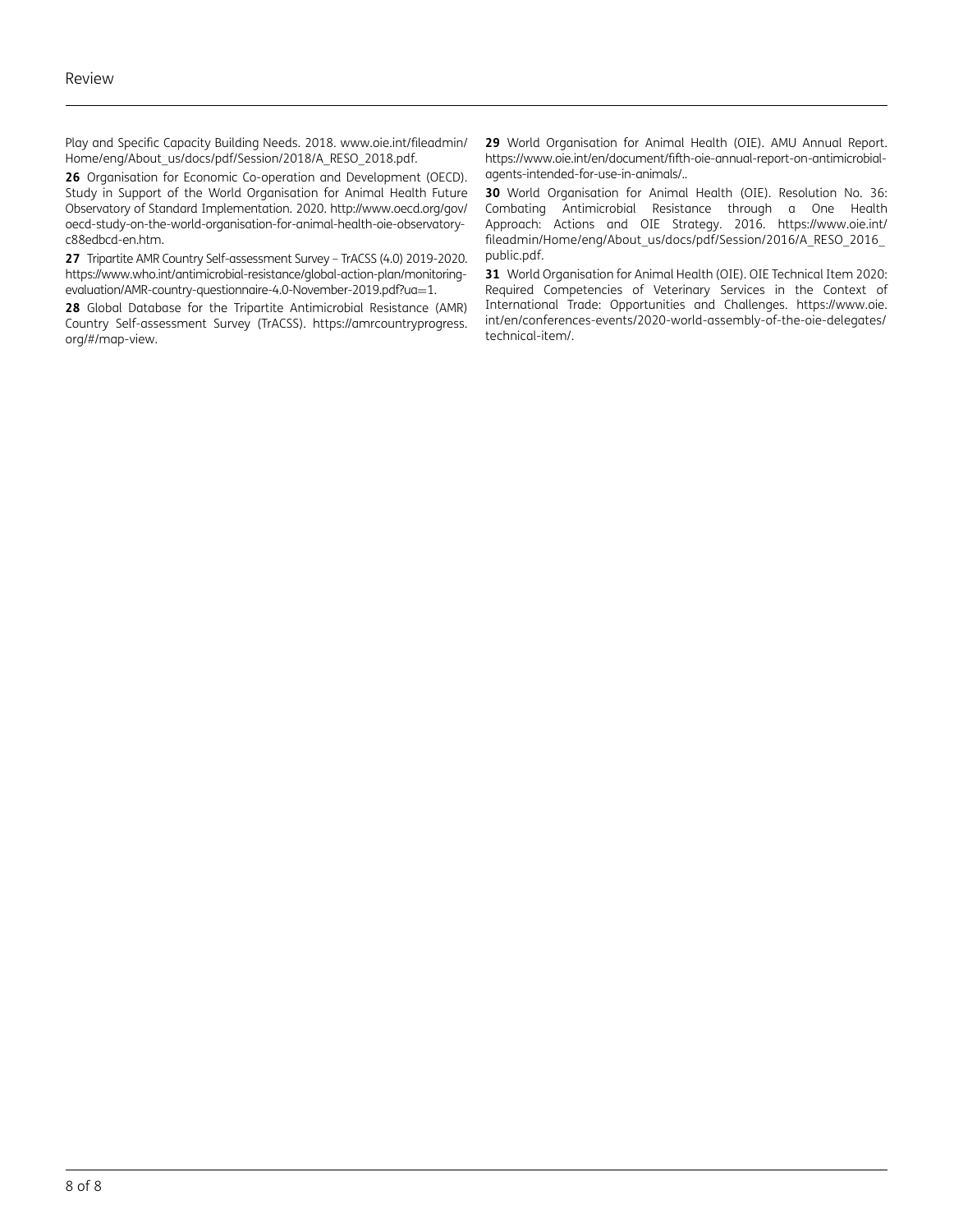Play and Specific Capacity Building Needs. 2018. www.oie.int/fileadmin/Home/eng/About_us/docs/pdf/Session/2018/A_RESO_2018.pdf.

**26** Organisation for Economic Co-operation and Development (OECD). Study in Support of the World Organisation for Animal Health Future Observatory of Standard Implementation. 2020. http://www.oecd.org/gov/oecd-study-on-the-world-organisation-for-animal-health-oie-observatory-c88edbcd-en.htm.

**27** Tripartite AMR Country Self-assessment Survey – TrACSS (4.0) 2019-2020. https://www.who.int/antimicrobial-resistance/global-action-plan/monitoring-evaluation/AMR-country-questionnaire-4.0-November-2019.pdf?ua=1.

**28** Global Database for the Tripartite Antimicrobial Resistance (AMR) Country Self-assessment Survey (TrACSS). https://amrcountryprogress.org/#/map-view.

**29** World Organisation for Animal Health (OIE). AMU Annual Report. https://www.oie.int/en/document/fifth-oie-annual-report-on-antimicrobial-agents-intended-for-use-in-animals/..

**30** World Organisation for Animal Health (OIE). Resolution No. 36: Combating Antimicrobial Resistance through a One Health Approach: Actions and OIE Strategy. 2016. https://www.oie.int/fileadmin/Home/eng/About_us/docs/pdf/Session/2016/A_RESO_2016_public.pdf.

**31** World Organisation for Animal Health (OIE). OIE Technical Item 2020: Required Competencies of Veterinary Services in the Context of International Trade: Opportunities and Challenges. https://www.oie.int/en/conferences-events/2020-world-assembly-of-the-oie-delegates/technical-item/.